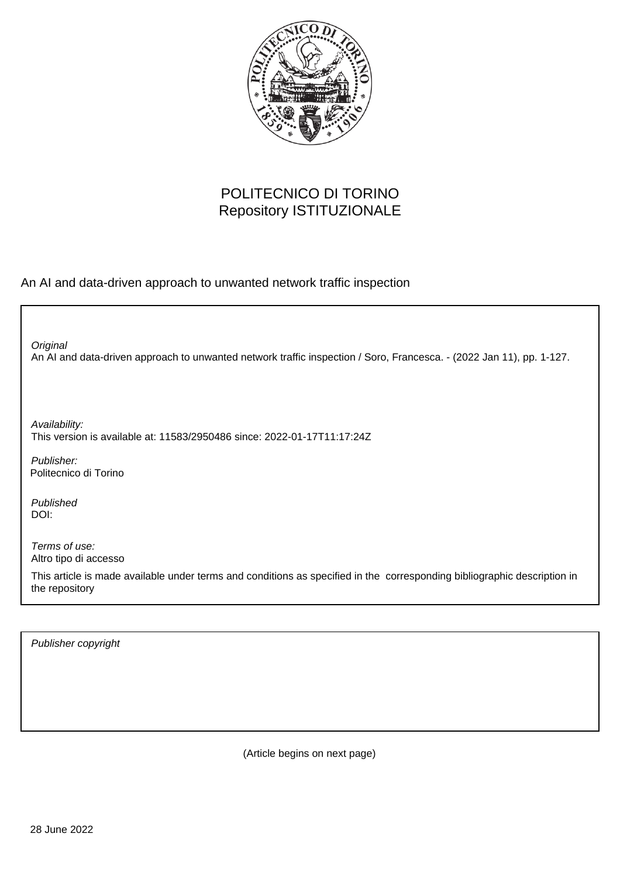POLITECNICO DI TORINO
Repository ISTITUZIONALE

An AI and data-driven approach to unwanted network traffic inspection

*Original*
An AI and data-driven approach to unwanted network traffic inspection / Soro, Francesca. - (2022 Jan 11), pp. 1-127.

*Availability:*
This version is available at: 11583/2950486 since: 2022-01-17T11:17:24Z

*Publisher:*
Politecnico di Torino

*Published*
DOI:

*Terms of use:*
Altro tipo di accesso

This article is made available under terms and conditions as specified in the corresponding bibliographic description in the repository

*Publisher copyright*

(Article begins on next page)

28 June 2022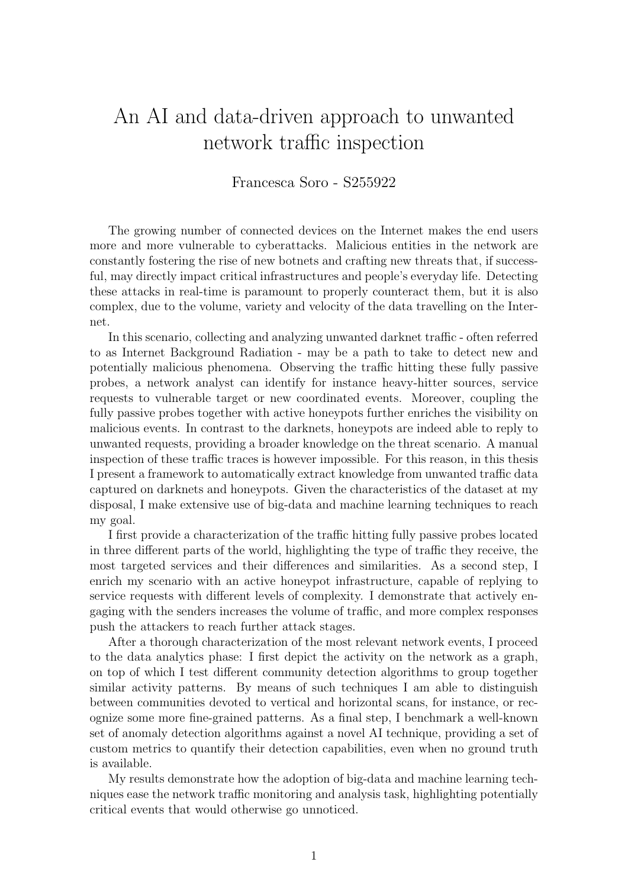# An AI and data-driven approach to unwanted network traffic inspection

Francesca Soro - S255922

The growing number of connected devices on the Internet makes the end users more and more vulnerable to cyberattacks. Malicious entities in the network are constantly fostering the rise of new botnets and crafting new threats that, if successful, may directly impact critical infrastructures and people's everyday life. Detecting these attacks in real-time is paramount to properly counteract them, but it is also complex, due to the volume, variety and velocity of the data travelling on the Internet.

In this scenario, collecting and analyzing unwanted darknet traffic - often referred to as Internet Background Radiation - may be a path to take to detect new and potentially malicious phenomena. Observing the traffic hitting these fully passive probes, a network analyst can identify for instance heavy-hitter sources, service requests to vulnerable target or new coordinated events. Moreover, coupling the fully passive probes together with active honeypots further enriches the visibility on malicious events. In contrast to the darknets, honeypots are indeed able to reply to unwanted requests, providing a broader knowledge on the threat scenario. A manual inspection of these traffic traces is however impossible. For this reason, in this thesis I present a framework to automatically extract knowledge from unwanted traffic data captured on darknets and honeypots. Given the characteristics of the dataset at my disposal, I make extensive use of big-data and machine learning techniques to reach my goal.

I first provide a characterization of the traffic hitting fully passive probes located in three different parts of the world, highlighting the type of traffic they receive, the most targeted services and their differences and similarities. As a second step, I enrich my scenario with an active honeypot infrastructure, capable of replying to service requests with different levels of complexity. I demonstrate that actively engaging with the senders increases the volume of traffic, and more complex responses push the attackers to reach further attack stages.

After a thorough characterization of the most relevant network events, I proceed to the data analytics phase: I first depict the activity on the network as a graph, on top of which I test different community detection algorithms to group together similar activity patterns. By means of such techniques I am able to distinguish between communities devoted to vertical and horizontal scans, for instance, or recognize some more fine-grained patterns. As a final step, I benchmark a well-known set of anomaly detection algorithms against a novel AI technique, providing a set of custom metrics to quantify their detection capabilities, even when no ground truth is available.

My results demonstrate how the adoption of big-data and machine learning techniques ease the network traffic monitoring and analysis task, highlighting potentially critical events that would otherwise go unnoticed.